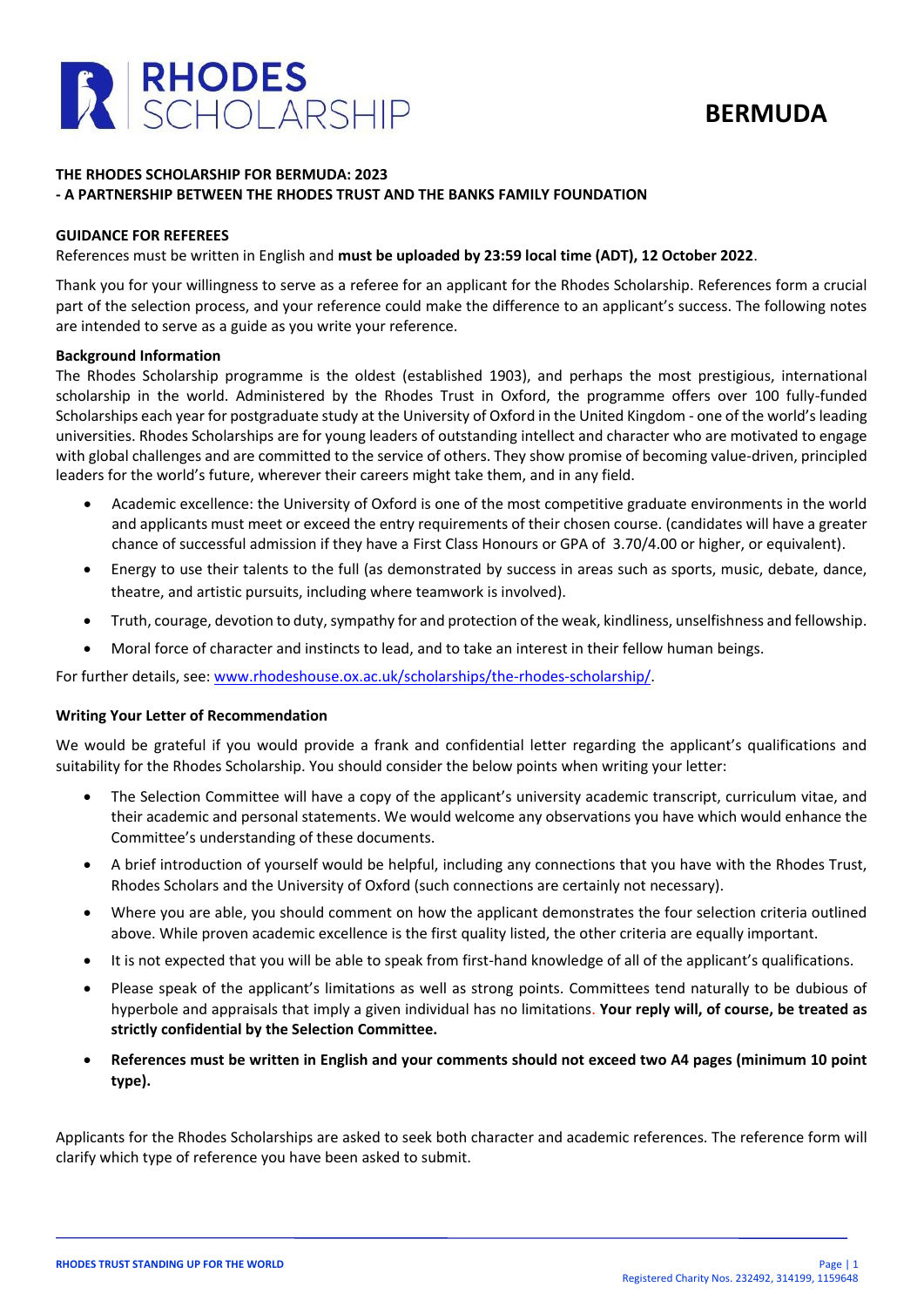# RHODES SCHOLARSHIP

# BERMUDA

**THE RHODES SCHOLARSHIP FOR BERMUDA: 2023**
**- A PARTNERSHIP BETWEEN THE RHODES TRUST AND THE BANKS FAMILY FOUNDATION**

**GUIDANCE FOR REFEREES**

References must be written in English and **must be uploaded by 23:59 local time (ADT), 12 October 2022**.

Thank you for your willingness to serve as a referee for an applicant for the Rhodes Scholarship. References form a crucial part of the selection process, and your reference could make the difference to an applicant's success. The following notes are intended to serve as a guide as you write your reference.

**Background Information**

The Rhodes Scholarship programme is the oldest (established 1903), and perhaps the most prestigious, international scholarship in the world. Administered by the Rhodes Trust in Oxford, the programme offers over 100 fully-funded Scholarships each year for postgraduate study at the University of Oxford in the United Kingdom - one of the world's leading universities. Rhodes Scholarships are for young leaders of outstanding intellect and character who are motivated to engage with global challenges and are committed to the service of others. They show promise of becoming value-driven, principled leaders for the world's future, wherever their careers might take them, and in any field.

- Academic excellence: the University of Oxford is one of the most competitive graduate environments in the world and applicants must meet or exceed the entry requirements of their chosen course. (candidates will have a greater chance of successful admission if they have a First Class Honours or GPA of 3.70/4.00 or higher, or equivalent).
- Energy to use their talents to the full (as demonstrated by success in areas such as sports, music, debate, dance, theatre, and artistic pursuits, including where teamwork is involved).
- Truth, courage, devotion to duty, sympathy for and protection of the weak, kindliness, unselfishness and fellowship.
- Moral force of character and instincts to lead, and to take an interest in their fellow human beings.

For further details, see: www.rhodeshouse.ox.ac.uk/scholarships/the-rhodes-scholarship/.

**Writing Your Letter of Recommendation**

We would be grateful if you would provide a frank and confidential letter regarding the applicant's qualifications and suitability for the Rhodes Scholarship. You should consider the below points when writing your letter:

- The Selection Committee will have a copy of the applicant's university academic transcript, curriculum vitae, and their academic and personal statements. We would welcome any observations you have which would enhance the Committee's understanding of these documents.
- A brief introduction of yourself would be helpful, including any connections that you have with the Rhodes Trust, Rhodes Scholars and the University of Oxford (such connections are certainly not necessary).
- Where you are able, you should comment on how the applicant demonstrates the four selection criteria outlined above. While proven academic excellence is the first quality listed, the other criteria are equally important.
- It is not expected that you will be able to speak from first-hand knowledge of all of the applicant's qualifications.
- Please speak of the applicant's limitations as well as strong points. Committees tend naturally to be dubious of hyperbole and appraisals that imply a given individual has no limitations. **Your reply will, of course, be treated as strictly confidential by the Selection Committee.**
- **References must be written in English and your comments should not exceed two A4 pages (minimum 10 point type).**

Applicants for the Rhodes Scholarships are asked to seek both character and academic references. The reference form will clarify which type of reference you have been asked to submit.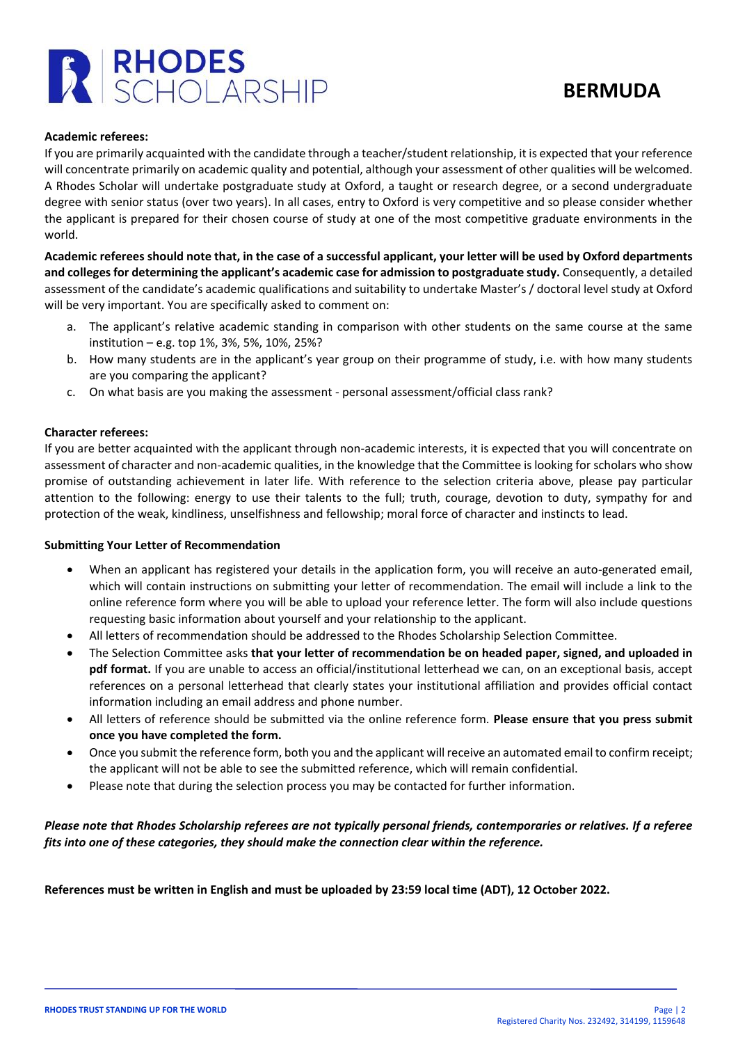**Academic referees:**

If you are primarily acquainted with the candidate through a teacher/student relationship, it is expected that your reference will concentrate primarily on academic quality and potential, although your assessment of other qualities will be welcomed. A Rhodes Scholar will undertake postgraduate study at Oxford, a taught or research degree, or a second undergraduate degree with senior status (over two years). In all cases, entry to Oxford is very competitive and so please consider whether the applicant is prepared for their chosen course of study at one of the most competitive graduate environments in the world.

**Academic referees should note that, in the case of a successful applicant, your letter will be used by Oxford departments and colleges for determining the applicant's academic case for admission to postgraduate study.** Consequently, a detailed assessment of the candidate's academic qualifications and suitability to undertake Master's / doctoral level study at Oxford will be very important. You are specifically asked to comment on:

a. The applicant's relative academic standing in comparison with other students on the same course at the same institution – e.g. top 1%, 3%, 5%, 10%, 25%?
b. How many students are in the applicant's year group on their programme of study, i.e. with how many students are you comparing the applicant?
c. On what basis are you making the assessment - personal assessment/official class rank?

**Character referees:**

If you are better acquainted with the applicant through non-academic interests, it is expected that you will concentrate on assessment of character and non-academic qualities, in the knowledge that the Committee is looking for scholars who show promise of outstanding achievement in later life. With reference to the selection criteria above, please pay particular attention to the following: energy to use their talents to the full; truth, courage, devotion to duty, sympathy for and protection of the weak, kindliness, unselfishness and fellowship; moral force of character and instincts to lead.

**Submitting Your Letter of Recommendation**

- When an applicant has registered your details in the application form, you will receive an auto-generated email, which will contain instructions on submitting your letter of recommendation. The email will include a link to the online reference form where you will be able to upload your reference letter. The form will also include questions requesting basic information about yourself and your relationship to the applicant.
- All letters of recommendation should be addressed to the Rhodes Scholarship Selection Committee.
- The Selection Committee asks **that your letter of recommendation be on headed paper, signed, and uploaded in pdf format.** If you are unable to access an official/institutional letterhead we can, on an exceptional basis, accept references on a personal letterhead that clearly states your institutional affiliation and provides official contact information including an email address and phone number.
- All letters of reference should be submitted via the online reference form. **Please ensure that you press submit once you have completed the form.**
- Once you submit the reference form, both you and the applicant will receive an automated email to confirm receipt; the applicant will not be able to see the submitted reference, which will remain confidential.
- Please note that during the selection process you may be contacted for further information.

***Please note that Rhodes Scholarship referees are not typically personal friends, contemporaries or relatives. If a referee fits into one of these categories, they should make the connection clear within the reference.***

**References must be written in English and must be uploaded by 23:59 local time (ADT), 12 October 2022.**